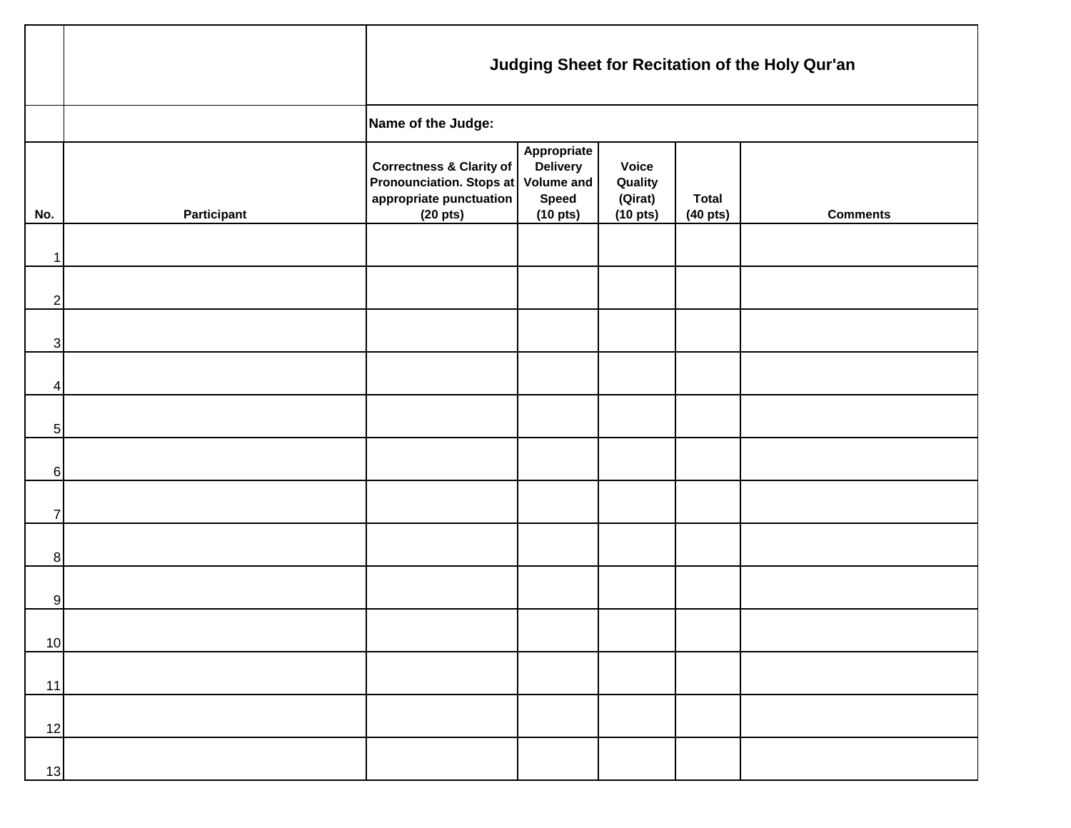| | | Judging Sheet for Recitation of the Holy Qur'an | | | | |
|---|---|---|---|---|---|---|
| | | **Name of the Judge:** | | | | |
| **No.** | **Participant** | **Correctness & Clarity of Pronounciation. Stops at appropriate punctuation (20 pts)** | **Appropriate Delivery Volume and Speed (10 pts)** | **Voice Quality (Qirat) (10 pts)** | **Total (40 pts)** | **Comments** |
| 1 | | | | | | |
| 2 | | | | | | |
| 3 | | | | | | |
| 4 | | | | | | |
| 5 | | | | | | |
| 6 | | | | | | |
| 7 | | | | | | |
| 8 | | | | | | |
| 9 | | | | | | |
| 10 | | | | | | |
| 11 | | | | | | |
| 12 | | | | | | |
| 13 | | | | | | |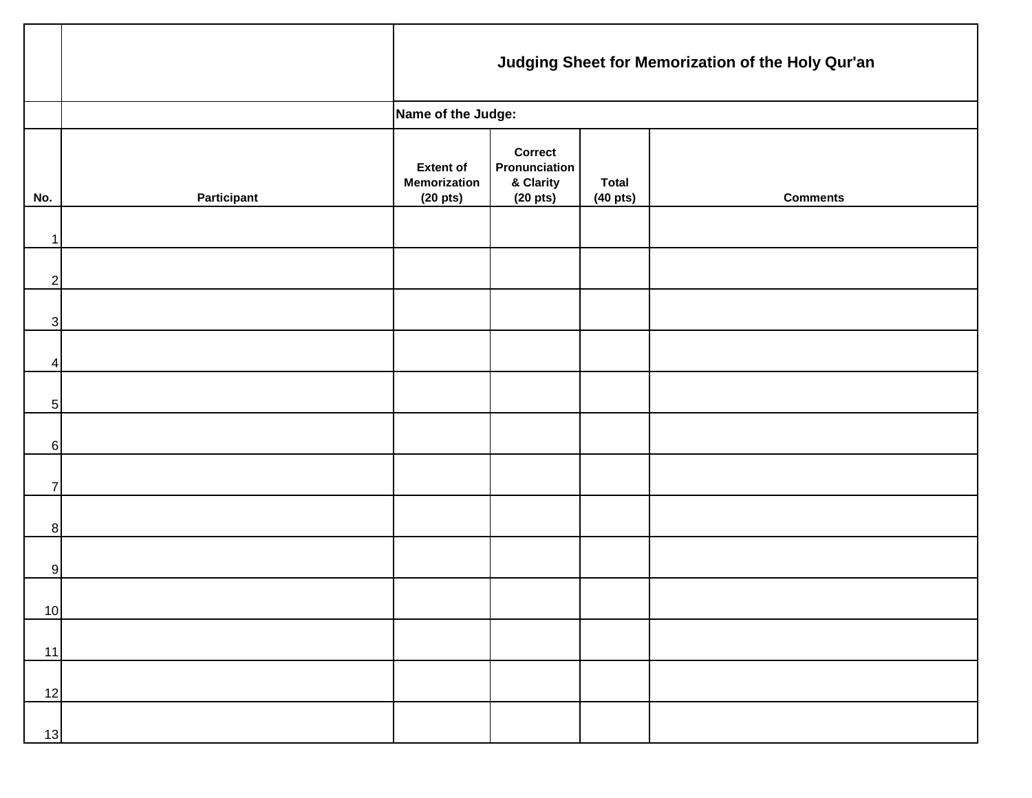| | | Judging Sheet for Memorization of the Holy Qur'an | | | |
|---|---|---|---|---|---|
| | | **Name of the Judge:** | | | |
| **No.** | **Participant** | **Extent of Memorization (20 pts)** | **Correct Pronunciation & Clarity (20 pts)** | **Total (40 pts)** | **Comments** |
| 1 | | | | | |
| 2 | | | | | |
| 3 | | | | | |
| 4 | | | | | |
| 5 | | | | | |
| 6 | | | | | |
| 7 | | | | | |
| 8 | | | | | |
| 9 | | | | | |
| 10 | | | | | |
| 11 | | | | | |
| 12 | | | | | |
| 13 | | | | | |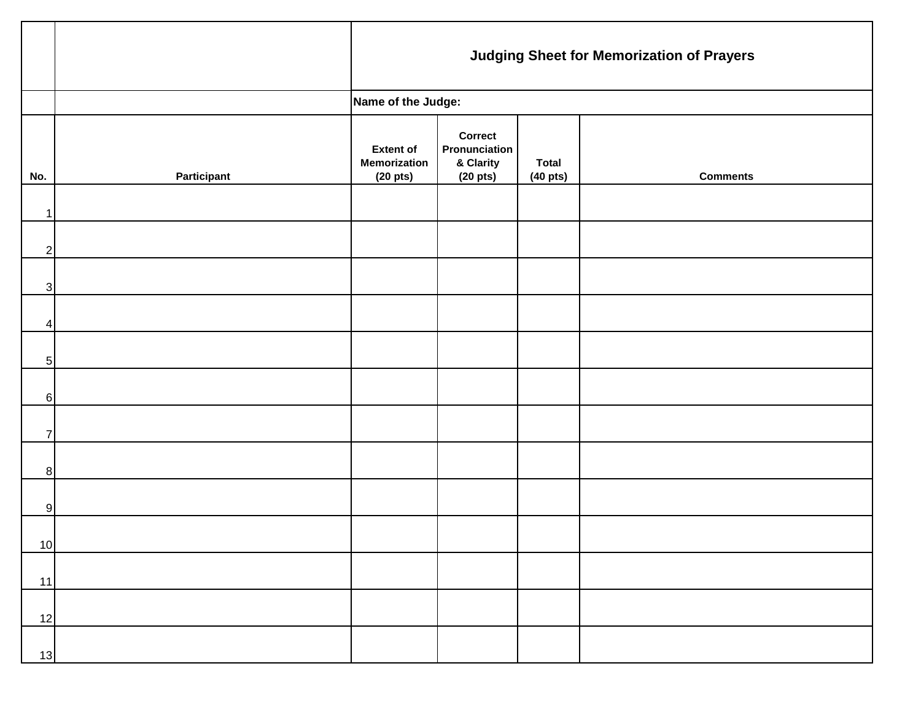**Judging Sheet for Memorization of Prayers**

**Name of the Judge:**

| No. | Participant | Extent of Memorization (20 pts) | Correct Pronunciation & Clarity (20 pts) | Total (40 pts) | Comments |
|---|---|---|---|---|---|
| 1 | | | | | |
| 2 | | | | | |
| 3 | | | | | |
| 4 | | | | | |
| 5 | | | | | |
| 6 | | | | | |
| 7 | | | | | |
| 8 | | | | | |
| 9 | | | | | |
| 10 | | | | | |
| 11 | | | | | |
| 12 | | | | | |
| 13 | | | | | |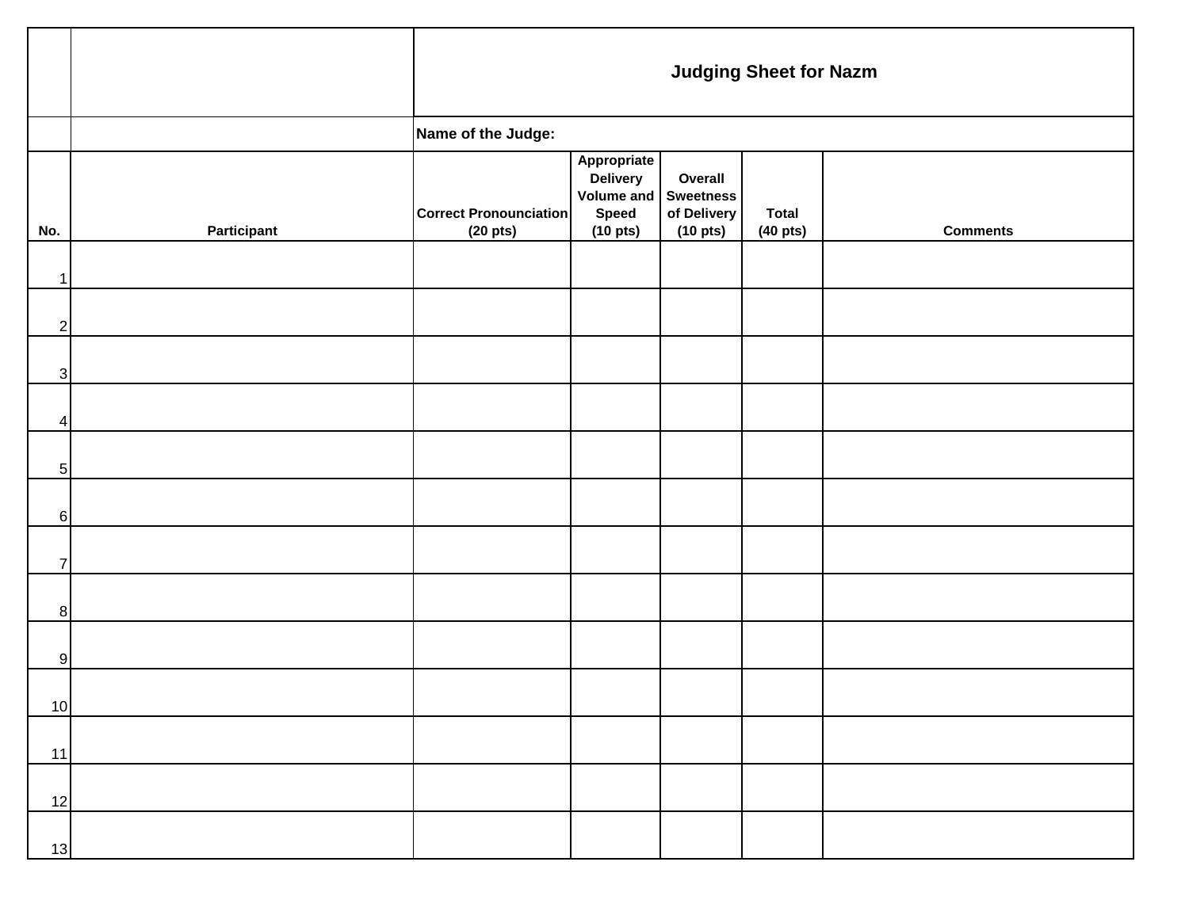## Judging Sheet for Nazm

**Name of the Judge:**

| No. | Participant | Correct Pronounciation (20 pts) | Appropriate Delivery Volume and Speed (10 pts) | Overall Sweetness of Delivery (10 pts) | Total (40 pts) | Comments |
|---|---|---|---|---|---|---|
| 1 | | | | | | |
| 2 | | | | | | |
| 3 | | | | | | |
| 4 | | | | | | |
| 5 | | | | | | |
| 6 | | | | | | |
| 7 | | | | | | |
| 8 | | | | | | |
| 9 | | | | | | |
| 10 | | | | | | |
| 11 | | | | | | |
| 12 | | | | | | |
| 13 | | | | | | |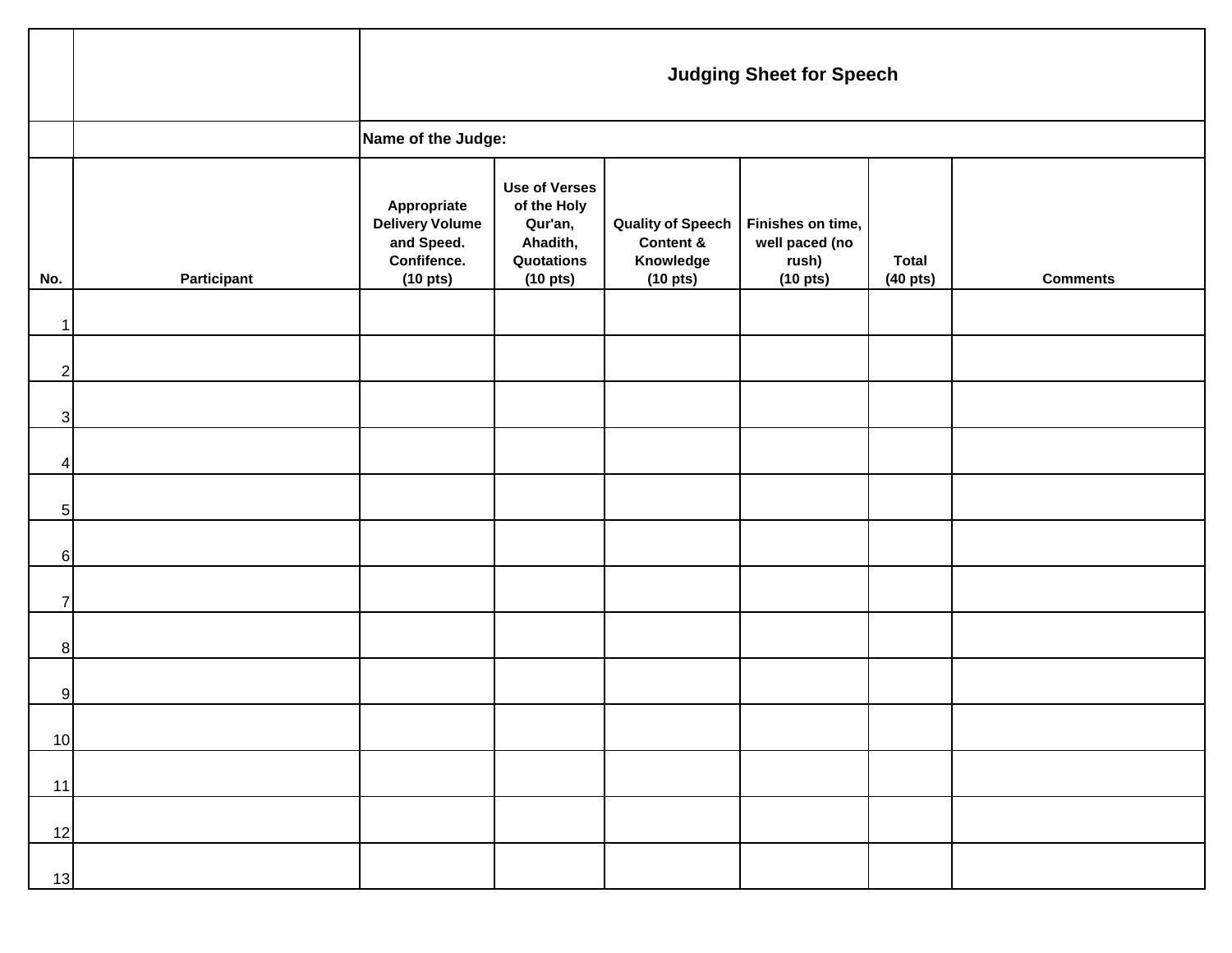| | | Judging Sheet for Speech | | | | | |
|---|---|---|---|---|---|---|---|
| | | Name of the Judge: | | | | | |
| No. | Participant | Appropriate Delivery Volume and Speed. Confifence. (10 pts) | Use of Verses of the Holy Qur'an, Ahadith, Quotations (10 pts) | Quality of Speech Content & Knowledge (10 pts) | Finishes on time, well paced (no rush) (10 pts) | Total (40 pts) | Comments |
| 1 | | | | | | | |
| 2 | | | | | | | |
| 3 | | | | | | | |
| 4 | | | | | | | |
| 5 | | | | | | | |
| 6 | | | | | | | |
| 7 | | | | | | | |
| 8 | | | | | | | |
| 9 | | | | | | | |
| 10 | | | | | | | |
| 11 | | | | | | | |
| 12 | | | | | | | |
| 13 | | | | | | | |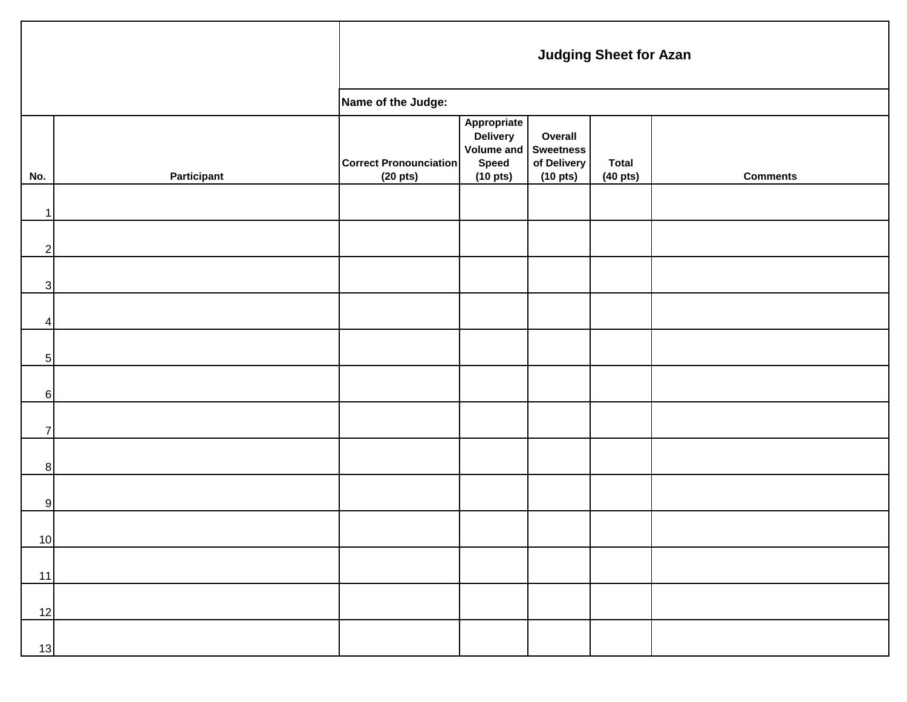## Judging Sheet for Azan

**Name of the Judge:**

| No. | Participant | Correct Pronounciation (20 pts) | Appropriate Delivery Volume and Speed (10 pts) | Overall Sweetness of Delivery (10 pts) | Total (40 pts) | Comments |
|---|---|---|---|---|---|---|
| 1 | | | | | | |
| 2 | | | | | | |
| 3 | | | | | | |
| 4 | | | | | | |
| 5 | | | | | | |
| 6 | | | | | | |
| 7 | | | | | | |
| 8 | | | | | | |
| 9 | | | | | | |
| 10 | | | | | | |
| 11 | | | | | | |
| 12 | | | | | | |
| 13 | | | | | | |